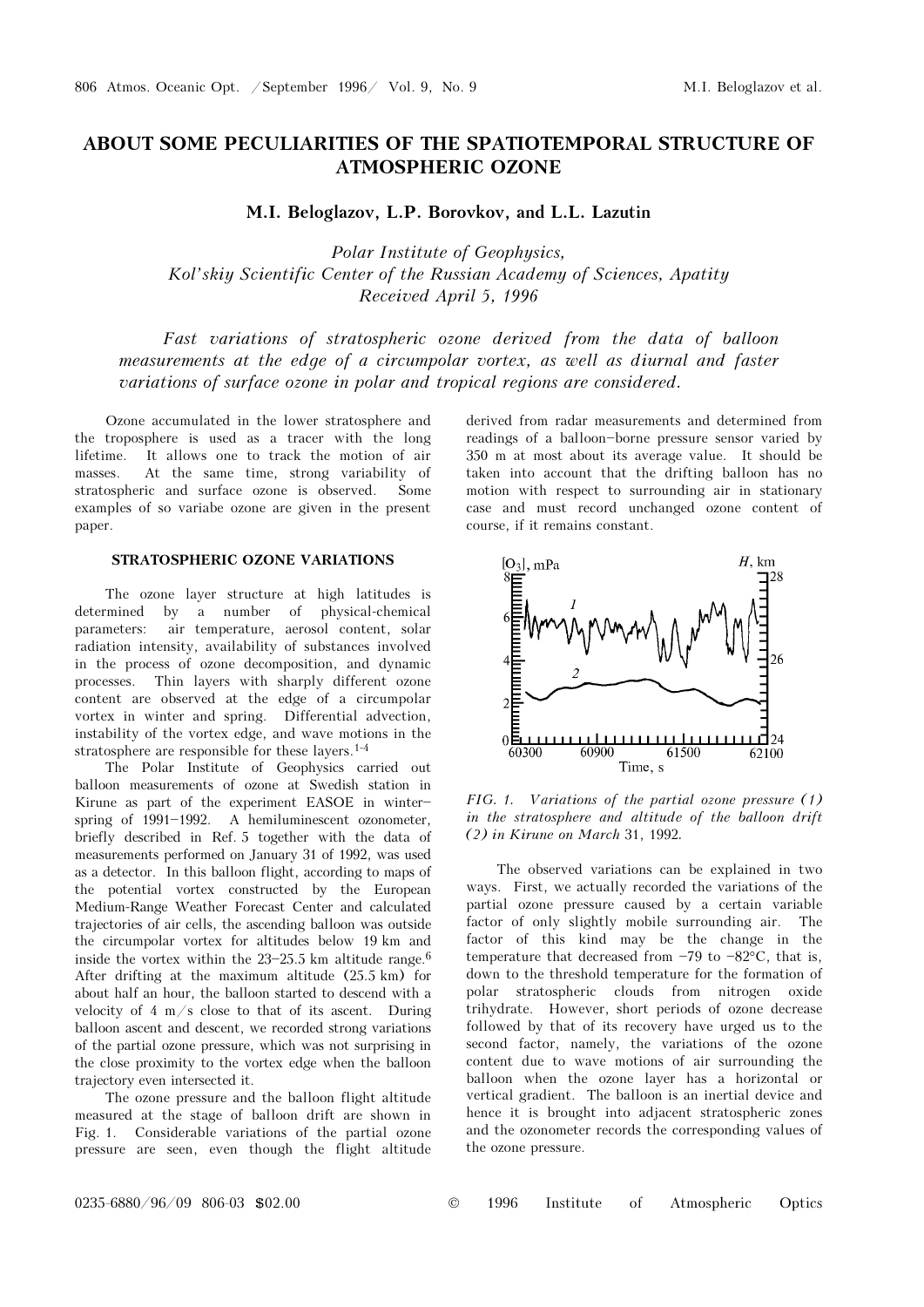# ABOUT SOME PECULIARITIES OF THE SPATIOTEMPORAL STRUCTURE OF ATMOSPHERIC OZONE

**M.I. Beloglazov, L.P. Borovkov, and L.L. Lazutin**

*Polar Institute of Geophysics,*
*Kol'skiy Scientific Center of the Russian Academy of Sciences, Apatity*
*Received April 5, 1996*

*Fast variations of stratospheric ozone derived from the data of balloon measurements at the edge of a circumpolar vortex, as well as diurnal and faster variations of surface ozone in polar and tropical regions are considered.*

Ozone accumulated in the lower stratosphere and the troposphere is used as a tracer with the long lifetime. It allows one to track the motion of air masses. At the same time, strong variability of stratospheric and surface ozone is observed. Some examples of so variabe ozone are given in the present paper.

## STRATOSPHERIC OZONE VARIATIONS

The ozone layer structure at high latitudes is determined by a number of physical-chemical parameters: air temperature, aerosol content, solar radiation intensity, availability of substances involved in the process of ozone decomposition, and dynamic processes. Thin layers with sharply different ozone content are observed at the edge of a circumpolar vortex in winter and spring. Differential advection, instability of the vortex edge, and wave motions in the stratosphere are responsible for these layers.[1-4]

The Polar Institute of Geophysics carried out balloon measurements of ozone at Swedish station in Kirune as part of the experiment EASOE in winter–spring of 1991–1992. A hemiluminescent ozonometer, briefly described in Ref. 5 together with the data of measurements performed on January 31 of 1992, was used as a detector. In this balloon flight, according to maps of the potential vortex constructed by the European Medium-Range Weather Forecast Center and calculated trajectories of air cells, the ascending balloon was outside the circumpolar vortex for altitudes below 19 km and inside the vortex within the 23–25.5 km altitude range.[6] After drifting at the maximum altitude (25.5 km) for about half an hour, the balloon started to descend with a velocity of 4 m/s close to that of its ascent. During balloon ascent and descent, we recorded strong variations of the partial ozone pressure, which was not surprising in the close proximity to the vortex edge when the balloon trajectory even intersected it.

The ozone pressure and the balloon flight altitude measured at the stage of balloon drift are shown in Fig. 1. Considerable variations of the partial ozone pressure are seen, even though the flight altitude derived from radar measurements and determined from readings of a balloon-borne pressure sensor varied by 350 m at most about its average value. It should be taken into account that the drifting balloon has no motion with respect to surrounding air in stationary case and must record unchanged ozone content of course, if it remains constant.

*FIG. 1. Variations of the partial ozone pressure (1) in the stratosphere and altitude of the balloon drift (2) in Kirune on March 31, 1992.*

The observed variations can be explained in two ways. First, we actually recorded the variations of the partial ozone pressure caused by a certain variable factor of only slightly mobile surrounding air. The factor of this kind may be the change in the temperature that decreased from −79 to −82°C, that is, down to the threshold temperature for the formation of polar stratospheric clouds from nitrogen oxide trihydrate. However, short periods of ozone decrease followed by that of its recovery have urged us to the second factor, namely, the variations of the ozone content due to wave motions of air surrounding the balloon when the ozone layer has a horizontal or vertical gradient. The balloon is an inertial device and hence it is brought into adjacent stratospheric zones and the ozonometer records the corresponding values of the ozone pressure.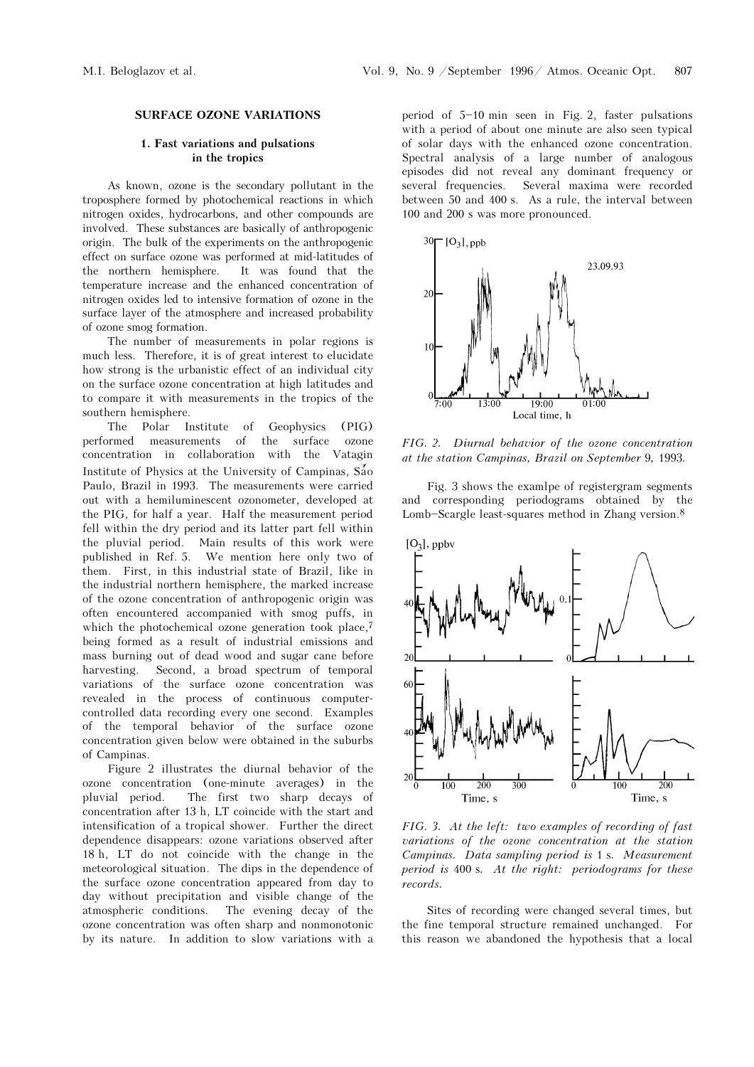## SURFACE OZONE VARIATIONS

### 1. Fast variations and pulsations in the tropics

As known, ozone is the secondary pollutant in the troposphere formed by photochemical reactions in which nitrogen oxides, hydrocarbons, and other compounds are involved. These substances are basically of anthropogenic origin. The bulk of the experiments on the anthropogenic effect on surface ozone was performed at mid-latitudes of the northern hemisphere. It was found that the temperature increase and the enhanced concentration of nitrogen oxides led to intensive formation of ozone in the surface layer of the atmosphere and increased probability of ozone smog formation.

The number of measurements in polar regions is much less. Therefore, it is of great interest to elucidate how strong is the urbanistic effect of an individual city on the surface ozone concentration at high latitudes and to compare it with measurements in the tropics of the southern hemisphere.

The Polar Institute of Geophysics (PIG) performed measurements of the surface ozone concentration in collaboration with the Vatagin Institute of Physics at the University of Campinas, São Paulo, Brazil in 1993. The measurements were carried out with a hemiluminescent ozonometer, developed at the PIG, for half a year. Half the measurement period fell within the dry period and its latter part fell within the pluvial period. Main results of this work were published in Ref. 5. We mention here only two of them. First, in this industrial state of Brazil, like in the industrial northern hemisphere, the marked increase of the ozone concentration of anthropogenic origin was often encountered accompanied with smog puffs, in which the photochemical ozone generation took place,[7] being formed as a result of industrial emissions and mass burning out of dead wood and sugar cane before harvesting. Second, a broad spectrum of temporal variations of the surface ozone concentration was revealed in the process of continuous computer-controlled data recording every one second. Examples of the temporal behavior of the surface ozone concentration given below were obtained in the suburbs of Campinas.

Figure 2 illustrates the diurnal behavior of the ozone concentration (one-minute averages) in the pluvial period. The first two sharp decays of concentration after 13 h, LT coincide with the start and intensification of a tropical shower. Further the direct dependence disappears: ozone variations observed after 18 h, LT do not coincide with the change in the meteorological situation. The dips in the dependence of the surface ozone concentration appeared from day to day without precipitation and visible change of the atmospheric conditions. The evening decay of the ozone concentration was often sharp and nonmonotonic by its nature. In addition to slow variations with a period of 5–10 min seen in Fig. 2, faster pulsations with a period of about one minute are also seen typical of solar days with the enhanced ozone concentration. Spectral analysis of a large number of analogous episodes did not reveal any dominant frequency or several frequencies. Several maxima were recorded between 50 and 400 s. As a rule, the interval between 100 and 200 s was more pronounced.

*FIG. 2. Diurnal behavior of the ozone concentration at the station Campinas, Brazil on September 9, 1993.*

Fig. 3 shows the examlpe of registergram segments and corresponding periodograms obtained by the Lomb–Scargle least-squares method in Zhang version.[8]

*FIG. 3. At the left: two examples of recording of fast variations of the ozone concentration at the station Campinas. Data sampling period is 1 s. Measurement period is 400 s. At the right: periodograms for these records.*

Sites of recording were changed several times, but the fine temporal structure remained unchanged. For this reason we abandoned the hypothesis that a local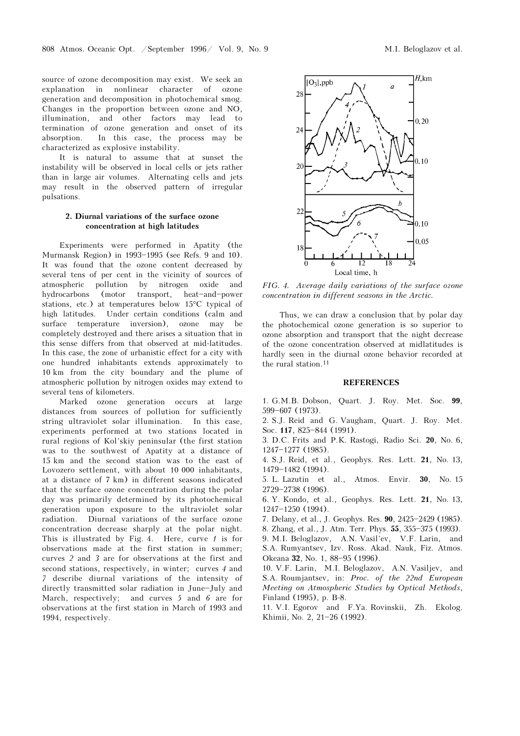source of ozone decomposition may exist. We seek an explanation in nonlinear character of ozone generation and decomposition in photochemical smog. Changes in the proportion between ozone and NO, illumination, and other factors may lead to termination of ozone generation and onset of its absorption. In this case, the process may be characterized as explosive instability.

It is natural to assume that at sunset the instability will be observed in local cells or jets rather than in large air volumes. Alternating cells and jets may result in the observed pattern of irregular pulsations.

### 2. Diurnal variations of the surface ozone concentration at high latitudes

Experiments were performed in Apatity (the Murmansk Region) in 1993–1995 (see Refs. 9 and 10). It was found that the ozone content decreased by several tens of per cent in the vicinity of sources of atmospheric pollution by nitrogen oxide and hydrocarbons (motor transport, heat-and-power stations, etc.) at temperatures below 15°C typical of high latitudes. Under certain conditions (calm and surface temperature inversion), ozone may be completely destroyed and there arises a situation that in this sense differs from that observed at mid-latitudes. In this case, the zone of urbanistic effect for a city with one hundred inhabitants extends approximately to 10 km from the city boundary and the plume of atmospheric pollution by nitrogen oxides may extend to several tens of kilometers.

Marked ozone generation occurs at large distances from sources of pollution for sufficiently string ultraviolet solar illumination. In this case, experiments performed at two stations located in rural regions of Kol'skiy peninsular (the first station was to the southwest of Apatity at a distance of 15 km and the second station was to the east of Lovozero settlement, with about 10 000 inhabitants, at a distance of 7 km) in different seasons indicated that the surface ozone concentration during the polar day was primarily determined by its photochemical generation upon exposure to the ultraviolet solar radiation. Diurnal variations of the surface ozone concentration decrease sharply at the polar night. This is illustrated by Fig. 4. Here, curve *1* is for observations made at the first station in summer; curves *2* and *3* are for observations at the first and second stations, respectively, in winter; curves *4* and *7* describe diurnal variations of the intensity of directly transmitted solar radiation in June–July and March, respectively; and curves *5* and *6* are for observations at the first station in March of 1993 and 1994, respectively.

[O3], ppb
H, km
a
b
1
2
3
4
5
6
7
28
24
20
22
18
0.20
0.10
0.10
0.05
0
6
12
18
24
Local time, h

*FIG. 4. Average daily variations of the surface ozone concentration in different seasons in the Arctic.*

Thus, we can draw a conclusion that by polar day the photochemical ozone generation is so superior to ozone absorption and transport that the night decrease of the ozone concentration observed at midlatitudes is hardly seen in the diurnal ozone behavior recorded at the rural station.[11]

## REFERENCES

1. G.M.B. Dobson, Quart. J. Roy. Met. Soc. **99**, 599–607 (1973).
2. S.J. Reid and G. Vaugham, Quart. J. Roy. Met. Soc. **117**, 825–844 (1991).
3. D.C. Frits and P.K. Rastogi, Radio Sci. **20**, No. 6, 1247–1277 (1985).
4. S.J. Reid, et al., Geophys. Res. Lett. **21**, No. 13, 1479–1482 (1994).
5. L. Lazutin et al., Atmos. Envir. **30**, No. 15 2729–2738 (1996).
6. Y. Kondo, et al., Geophys. Res. Lett. **21**, No. 13, 1247–1250 (1994).
7. Delany, et al., J. Geophys. Res. **90**, 2425–2429 (1985).
8. Zhang, et al., J. Atm. Terr. Phys. **55**, 355–375 (1993).
9. M.I. Beloglazov, A.N. Vasil'ev, V.F. Larin, and S.A. Rumyantsev, Izv. Ross. Akad. Nauk, Fiz. Atmos. Okeana **32**, No. 1, 88–95 (1996).
10. V.F. Larin, M.I. Beloglazov, A.N. Vasiljev, and S.A. Roumjantsev, in: *Proc. of the 22nd European Meeting on Atmospheric Studies by Optical Methods*, Finland (1995), p. B-8.
11. V.I. Egorov and F.Ya. Rovinskii, Zh. Ekolog. Khimii, No. 2, 21–26 (1992).